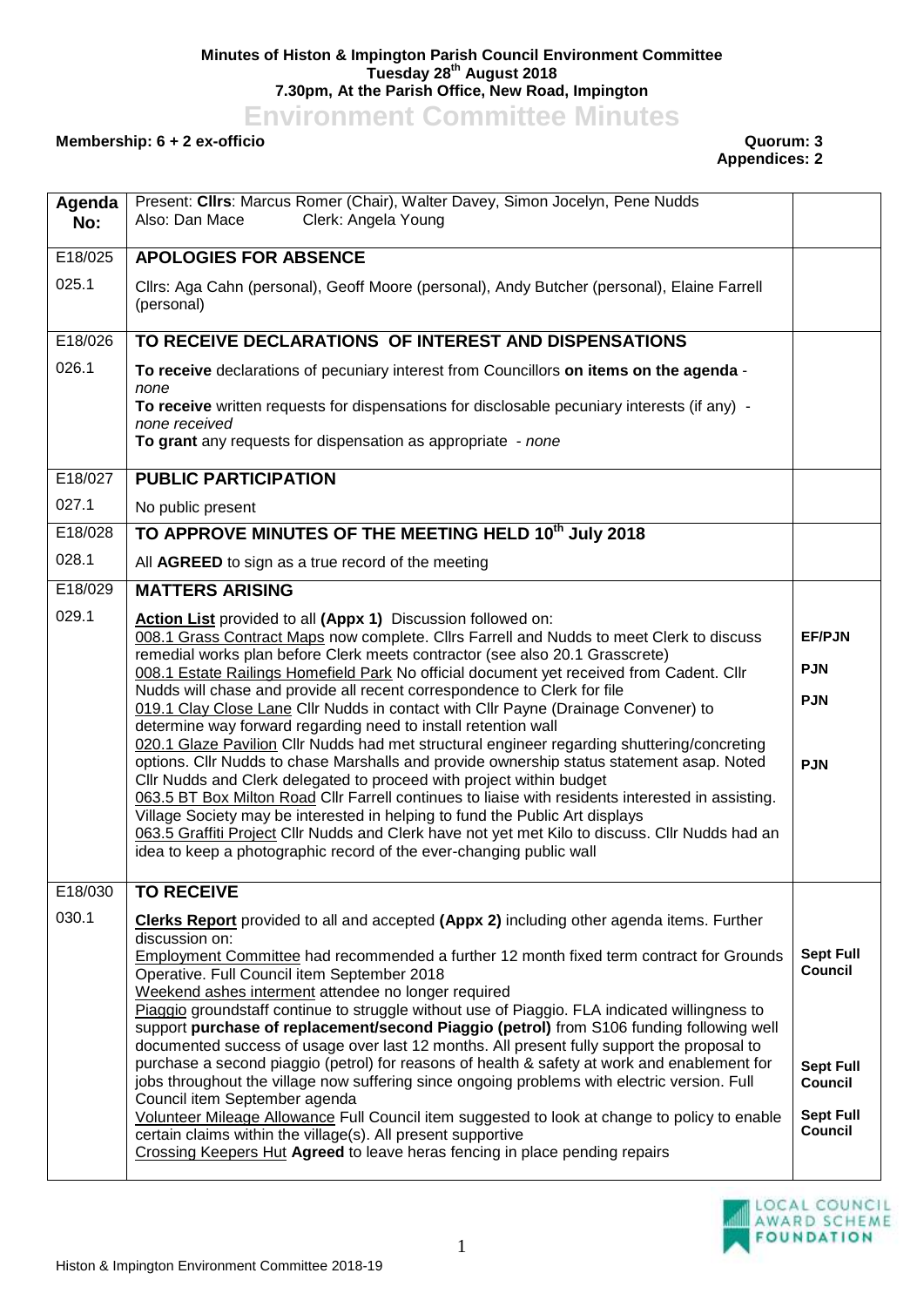**Minutes of Histon & Impington Parish Council Environment Committee**
**Tuesday 28th August 2018**
**7.30pm, At the Parish Office, New Road, Impington**

# Environment Committee Minutes

**Membership: 6 + 2 ex-officio** **Quorum: 3**
**Appendices: 2**

| Agenda No: | Present: **Cllrs**: Marcus Romer (Chair), Walter Davey, Simon Jocelyn, Pene Nudds<br>Also: Dan Mace Clerk: Angela Young | |
|---|---|---|
| E18/025 | **APOLOGIES FOR ABSENCE** | |
| 025.1 | Cllrs: Aga Cahn (personal), Geoff Moore (personal), Andy Butcher (personal), Elaine Farrell (personal) | |
| E18/026 | **TO RECEIVE DECLARATIONS OF INTEREST AND DISPENSATIONS** | |
| 026.1 | **To receive** declarations of pecuniary interest from Councillors **on items on the agenda** - *none*<br>**To receive** written requests for dispensations for disclosable pecuniary interests (if any) - *none received*<br>**To grant** any requests for dispensation as appropriate - *none* | |
| E18/027 | **PUBLIC PARTICIPATION** | |
| 027.1 | No public present | |
| E18/028 | **TO APPROVE MINUTES OF THE MEETING HELD 10th July 2018** | |
| 028.1 | All **AGREED** to sign as a true record of the meeting | |
| E18/029 | **MATTERS ARISING** | |
| 029.1 | <u>**Action List**</u> provided to all **(Appx 1)** Discussion followed on:<br><u>008.1 Grass Contract Maps</u> now complete. Cllrs Farrell and Nudds to meet Clerk to discuss remedial works plan before Clerk meets contractor (see also 20.1 Grasscrete)<br><u>008.1 Estate Railings Homefield Park</u> No official document yet received from Cadent. Cllr Nudds will chase and provide all recent correspondence to Clerk for file<br><u>019.1 Clay Close Lane</u> Cllr Nudds in contact with Cllr Payne (Drainage Convener) to determine way forward regarding need to install retention wall<br><u>020.1 Glaze Pavilion</u> Cllr Nudds had met structural engineer regarding shuttering/concreting options. Cllr Nudds to chase Marshalls and provide ownership status statement asap. Noted Cllr Nudds and Clerk delegated to proceed with project within budget<br><u>063.5 BT Box Milton Road</u> Cllr Farrell continues to liaise with residents interested in assisting. Village Society may be interested in helping to fund the Public Art displays<br><u>063.5 Graffiti Project</u> Cllr Nudds and Clerk have not yet met Kilo to discuss. Cllr Nudds had an idea to keep a photographic record of the ever-changing public wall | **EF/PJN**<br><br>**PJN**<br><br>**PJN**<br><br>**PJN** |
| E18/030 | **TO RECEIVE** | |
| 030.1 | <u>**Clerks Report**</u> provided to all and accepted **(Appx 2)** including other agenda items. Further discussion on:<br><u>Employment Committee</u> had recommended a further 12 month fixed term contract for Grounds Operative. Full Council item September 2018<br><u>Weekend ashes interment</u> attendee no longer required<br><u>Piaggio</u> groundstaff continue to struggle without use of Piaggio. FLA indicated willingness to support **purchase of replacement/second Piaggio (petrol)** from S106 funding following well documented success of usage over last 12 months. All present fully support the proposal to purchase a second piaggio (petrol) for reasons of health & safety at work and enablement for jobs throughout the village now suffering since ongoing problems with electric version. Full Council item September agenda<br><u>Volunteer Mileage Allowance</u> Full Council item suggested to look at change to policy to enable certain claims within the village(s). All present supportive<br><u>Crossing Keepers Hut</u> **Agreed** to leave heras fencing in place pending repairs | **Sept Full Council**<br><br>**Sept Full Council**<br><br>**Sept Full Council** |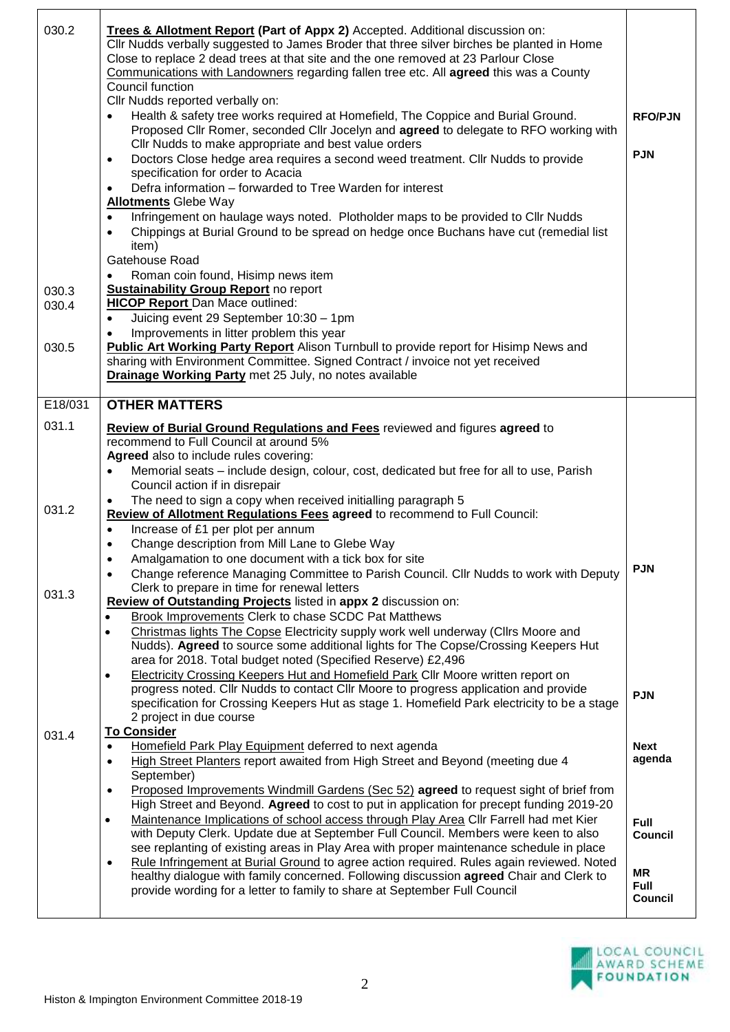| | | |
|---|---|---|
| 030.2 | **Trees & Allotment Report (Part of Appx 2)** Accepted. Additional discussion on:<br>Cllr Nudds verbally suggested to James Broder that three silver birches be planted in Home Close to replace 2 dead trees at that site and the one removed at 23 Parlour Close<br>Communications with Landowners regarding fallen tree etc. All **agreed** this was a County Council function<br>Cllr Nudds reported verbally on:<br>• Health & safety tree works required at Homefield, The Coppice and Burial Ground. Proposed Cllr Romer, seconded Cllr Jocelyn and **agreed** to delegate to RFO working with Cllr Nudds to make appropriate and best value orders<br>• Doctors Close hedge area requires a second weed treatment. Cllr Nudds to provide specification for order to Acacia<br>• Defra information – forwarded to Tree Warden for interest<br>**Allotments** Glebe Way<br>• Infringement on haulage ways noted. Plotholder maps to be provided to Cllr Nudds<br>• Chippings at Burial Ground to be spread on hedge once Buchans have cut (remedial list item)<br>Gatehouse Road<br>• Roman coin found, Hisimp news item | **RFO/PJN**<br><br>**PJN** |
| 030.3 | **Sustainability Group Report** no report | |
| 030.4 | **HICOP Report** Dan Mace outlined:<br>• Juicing event 29 September 10:30 – 1pm<br>• Improvements in litter problem this year | |
| 030.5 | **Public Art Working Party Report** Alison Turnbull to provide report for Hisimp News and sharing with Environment Committee. Signed Contract / invoice not yet received<br>**Drainage Working Party** met 25 July, no notes available | |
| E18/031 | **OTHER MATTERS** | |
| 031.1 | **Review of Burial Ground Regulations and Fees** reviewed and figures **agreed** to recommend to Full Council at around 5%<br>**Agreed** also to include rules covering:<br>• Memorial seats – include design, colour, cost, dedicated but free for all to use, Parish Council action if in disrepair<br>• The need to sign a copy when received initialling paragraph 5 | |
| 031.2 | **Review of Allotment Regulations Fees agreed** to recommend to Full Council:<br>• Increase of £1 per plot per annum<br>• Change description from Mill Lane to Glebe Way<br>• Amalgamation to one document with a tick box for site<br>• Change reference Managing Committee to Parish Council. Cllr Nudds to work with Deputy Clerk to prepare in time for renewal letters | **PJN** |
| 031.3 | **Review of Outstanding Projects** listed in **appx 2** discussion on:<br>• Brook Improvements Clerk to chase SCDC Pat Matthews<br>• Christmas lights The Copse Electricity supply work well underway (Cllrs Moore and Nudds). **Agreed** to source some additional lights for The Copse/Crossing Keepers Hut area for 2018. Total budget noted (Specified Reserve) £2,496<br>• Electricity Crossing Keepers Hut and Homefield Park Cllr Moore written report on progress noted. Cllr Nudds to contact Cllr Moore to progress application and provide specification for Crossing Keepers Hut as stage 1. Homefield Park electricity to be a stage 2 project in due course | **PJN** |
| 031.4 | **To Consider**<br>• Homefield Park Play Equipment deferred to next agenda<br>• High Street Planters report awaited from High Street and Beyond (meeting due 4 September)<br>• Proposed Improvements Windmill Gardens (Sec 52) **agreed** to request sight of brief from High Street and Beyond. **Agreed** to cost to put in application for precept funding 2019-20<br>• Maintenance Implications of school access through Play Area Cllr Farrell had met Kier with Deputy Clerk. Update due at September Full Council. Members were keen to also see replanting of existing areas in Play Area with proper maintenance schedule in place<br>• Rule Infringement at Burial Ground to agree action required. Rules again reviewed. Noted healthy dialogue with family concerned. Following discussion **agreed** Chair and Clerk to provide wording for a letter to family to share at September Full Council | **Next agenda**<br><br>**Full Council**<br><br>**MR Full Council** |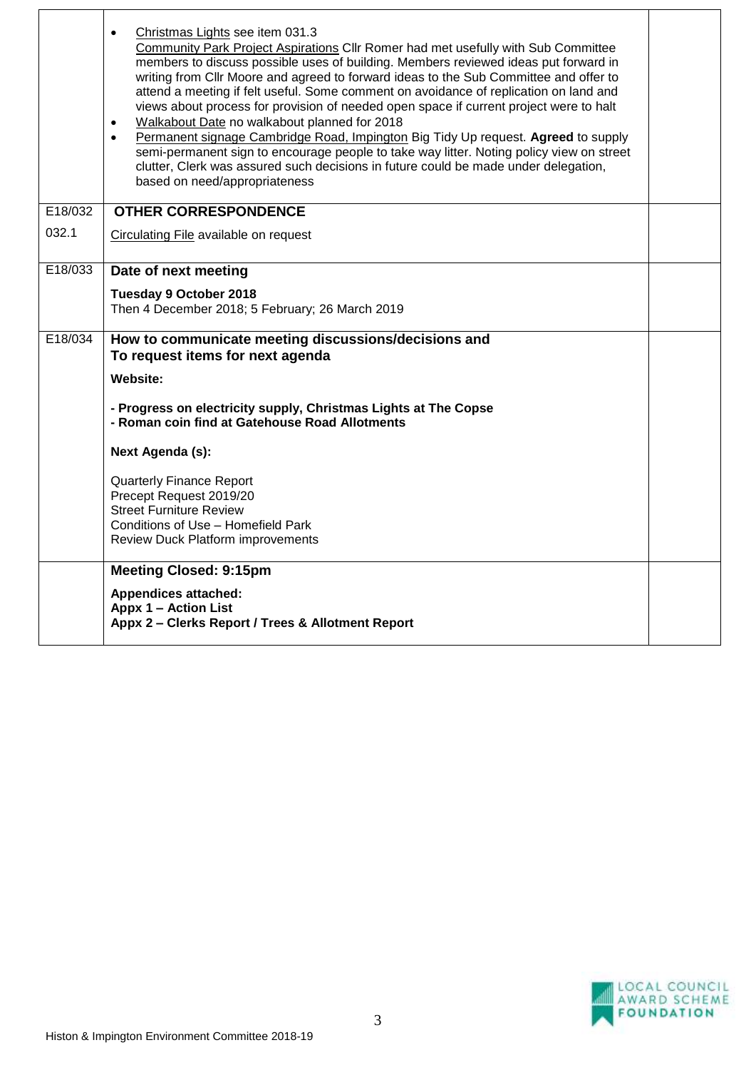| | | |
|---|---|---|
| | • Christmas Lights see item 031.3<br>Community Park Project Aspirations Cllr Romer had met usefully with Sub Committee members to discuss possible uses of building. Members reviewed ideas put forward in writing from Cllr Moore and agreed to forward ideas to the Sub Committee and offer to attend a meeting if felt useful. Some comment on avoidance of replication on land and views about process for provision of needed open space if current project were to halt<br>• Walkabout Date no walkabout planned for 2018<br>• Permanent signage Cambridge Road, Impington Big Tidy Up request. **Agreed** to supply semi-permanent sign to encourage people to take way litter. Noting policy view on street clutter, Clerk was assured such decisions in future could be made under delegation, based on need/appropriateness | |
| E18/032 | **OTHER CORRESPONDENCE** | |
| 032.1 | Circulating File available on request | |
| E18/033 | **Date of next meeting**<br>**Tuesday 9 October 2018**<br>Then 4 December 2018; 5 February; 26 March 2019 | |
| E18/034 | **How to communicate meeting discussions/decisions and To request items for next agenda**<br>**Website:**<br>**- Progress on electricity supply, Christmas Lights at The Copse**<br>**- Roman coin find at Gatehouse Road Allotments**<br>**Next Agenda (s):**<br>Quarterly Finance Report<br>Precept Request 2019/20<br>Street Furniture Review<br>Conditions of Use – Homefield Park<br>Review Duck Platform improvements | |
| | **Meeting Closed: 9:15pm**<br>**Appendices attached:**<br>**Appx 1 – Action List**<br>**Appx 2 – Clerks Report / Trees & Allotment Report** | |